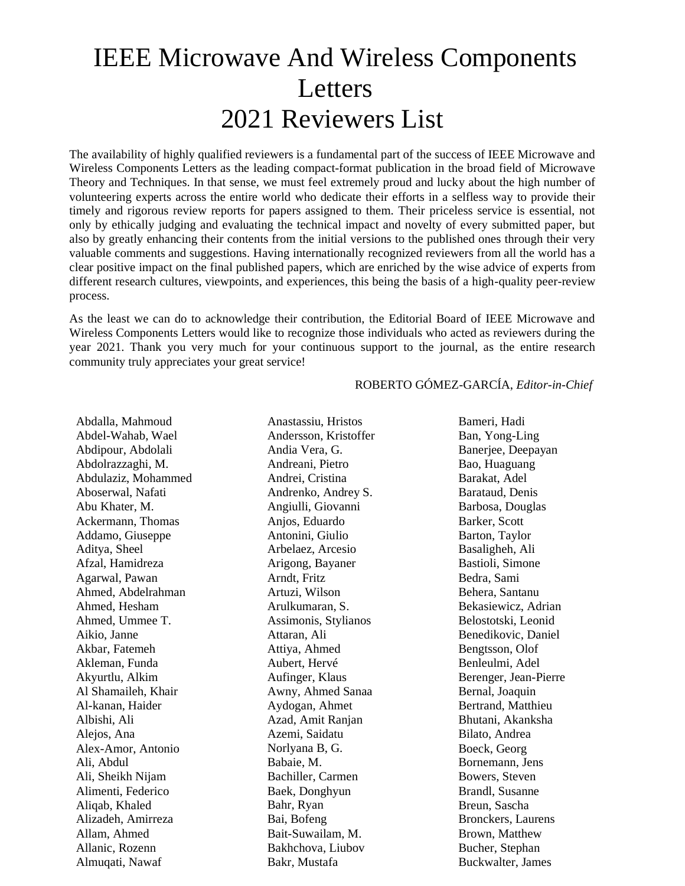# IEEE Microwave And Wireless Components Letters
# 2021 Reviewers List

The availability of highly qualified reviewers is a fundamental part of the success of IEEE Microwave and Wireless Components Letters as the leading compact-format publication in the broad field of Microwave Theory and Techniques. In that sense, we must feel extremely proud and lucky about the high number of volunteering experts across the entire world who dedicate their efforts in a selfless way to provide their timely and rigorous review reports for papers assigned to them. Their priceless service is essential, not only by ethically judging and evaluating the technical impact and novelty of every submitted paper, but also by greatly enhancing their contents from the initial versions to the published ones through their very valuable comments and suggestions. Having internationally recognized reviewers from all the world has a clear positive impact on the final published papers, which are enriched by the wise advice of experts from different research cultures, viewpoints, and experiences, this being the basis of a high-quality peer-review process.

As the least we can do to acknowledge their contribution, the Editorial Board of IEEE Microwave and Wireless Components Letters would like to recognize those individuals who acted as reviewers during the year 2021. Thank you very much for your continuous support to the journal, as the entire research community truly appreciates your great service!

ROBERTO GÓMEZ-GARCÍA, *Editor-in-Chief*

Abdalla, Mahmoud
Abdel-Wahab, Wael
Abdipour, Abdolali
Abdolrazzaghi, M.
Abdulaziz, Mohammed
Aboserwal, Nafati
Abu Khater, M.
Ackermann, Thomas
Addamo, Giuseppe
Aditya, Sheel
Afzal, Hamidreza
Agarwal, Pawan
Ahmed, Abdelrahman
Ahmed, Hesham
Ahmed, Ummee T.
Aikio, Janne
Akbar, Fatemeh
Akleman, Funda
Akyurtlu, Alkim
Al Shamaileh, Khair
Al-kanan, Haider
Albishi, Ali
Alejos, Ana
Alex-Amor, Antonio
Ali, Abdul
Ali, Sheikh Nijam
Alimenti, Federico
Aliqab, Khaled
Alizadeh, Amirreza
Allam, Ahmed
Allanic, Rozenn
Almuqati, Nawaf
Anastassiu, Hristos
Andersson, Kristoffer
Andia Vera, G.
Andreani, Pietro
Andrei, Cristina
Andrenko, Andrey S.
Angiulli, Giovanni
Anjos, Eduardo
Antonini, Giulio
Arbelaez, Arcesio
Arigong, Bayaner
Arndt, Fritz
Artuzi, Wilson
Arulkumaran, S.
Assimonis, Stylianos
Attaran, Ali
Attiya, Ahmed
Aubert, Hervé
Aufinger, Klaus
Awny, Ahmed Sanaa
Aydogan, Ahmet
Azad, Amit Ranjan
Azemi, Saidatu
Norlyana B, G.
Babaie, M.
Bachiller, Carmen
Baek, Donghyun
Bahr, Ryan
Bai, Bofeng
Bait-Suwailam, M.
Bakhchova, Liubov
Bakr, Mustafa
Bameri, Hadi
Ban, Yong-Ling
Banerjee, Deepayan
Bao, Huaguang
Barakat, Adel
Barataud, Denis
Barbosa, Douglas
Barker, Scott
Barton, Taylor
Basaligheh, Ali
Bastioli, Simone
Bedra, Sami
Behera, Santanu
Bekasiewicz, Adrian
Belostotski, Leonid
Benedikovic, Daniel
Bengtsson, Olof
Benleulmi, Adel
Berenger, Jean-Pierre
Bernal, Joaquin
Bertrand, Matthieu
Bhutani, Akanksha
Bilato, Andrea
Boeck, Georg
Bornemann, Jens
Bowers, Steven
Brandl, Susanne
Breun, Sascha
Bronckers, Laurens
Brown, Matthew
Bucher, Stephan
Buckwalter, James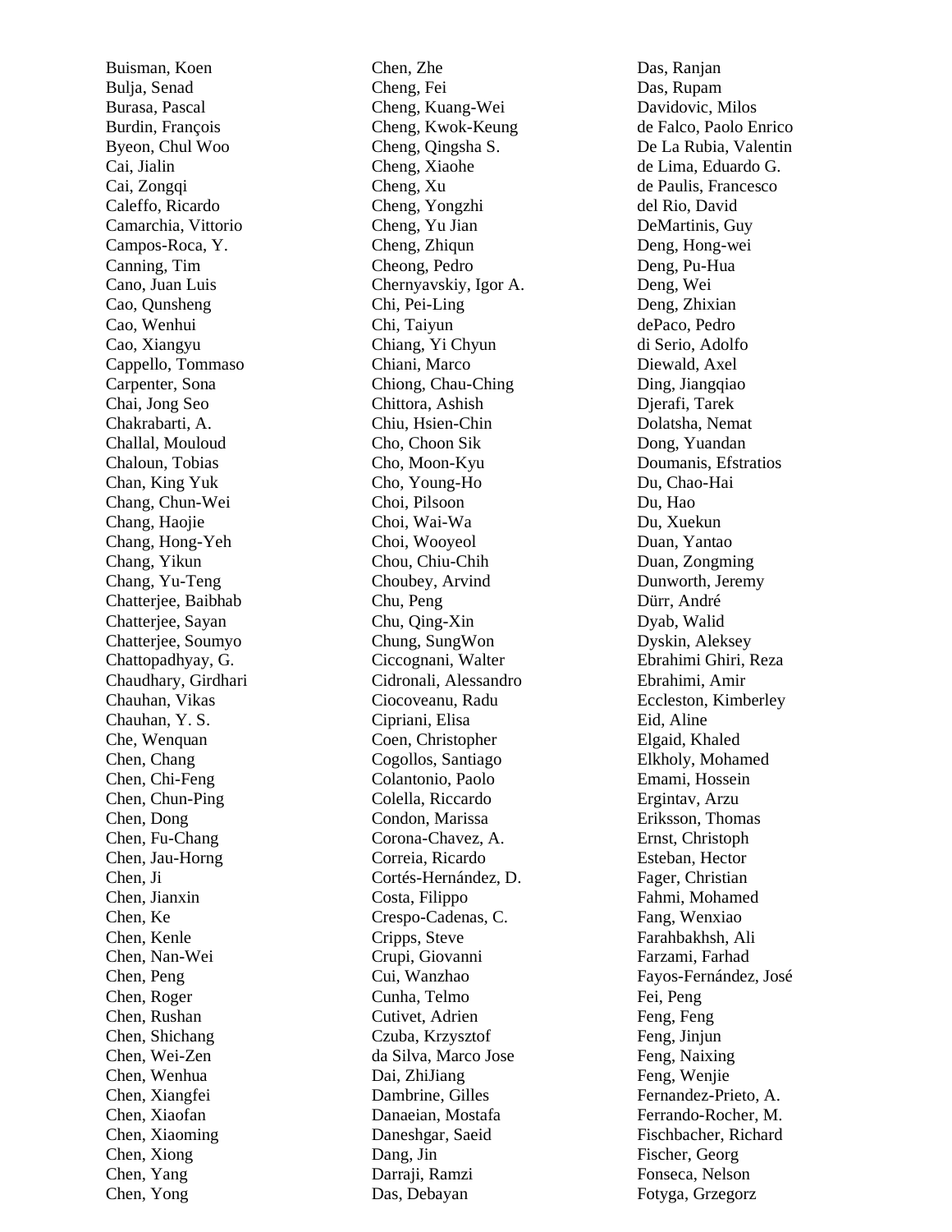Buisman, Koen
Bulja, Senad
Burasa, Pascal
Burdin, François
Byeon, Chul Woo
Cai, Jialin
Cai, Zongqi
Caleffo, Ricardo
Camarchia, Vittorio
Campos-Roca, Y.
Canning, Tim
Cano, Juan Luis
Cao, Qunsheng
Cao, Wenhui
Cao, Xiangyu
Cappello, Tommaso
Carpenter, Sona
Chai, Jong Seo
Chakrabarti, A.
Challal, Mouloud
Chaloun, Tobias
Chan, King Yuk
Chang, Chun-Wei
Chang, Haojie
Chang, Hong-Yeh
Chang, Yikun
Chang, Yu-Teng
Chatterjee, Baibhab
Chatterjee, Sayan
Chatterjee, Soumyo
Chattopadhyay, G.
Chaudhary, Girdhari
Chauhan, Vikas
Chauhan, Y. S.
Che, Wenquan
Chen, Chang
Chen, Chi-Feng
Chen, Chun-Ping
Chen, Dong
Chen, Fu-Chang
Chen, Jau-Horng
Chen, Ji
Chen, Jianxin
Chen, Ke
Chen, Kenle
Chen, Nan-Wei
Chen, Peng
Chen, Roger
Chen, Rushan
Chen, Shichang
Chen, Wei-Zen
Chen, Wenhua
Chen, Xiangfei
Chen, Xiaofan
Chen, Xiaoming
Chen, Xiong
Chen, Yang
Chen, Yong
Chen, Zhe
Cheng, Fei
Cheng, Kuang-Wei
Cheng, Kwok-Keung
Cheng, Qingsha S.
Cheng, Xiaohe
Cheng, Xu
Cheng, Yongzhi
Cheng, Yu Jian
Cheng, Zhiqun
Cheong, Pedro
Chernyavskiy, Igor A.
Chi, Pei-Ling
Chi, Taiyun
Chiang, Yi Chyun
Chiani, Marco
Chiong, Chau-Ching
Chittora, Ashish
Chiu, Hsien-Chin
Cho, Choon Sik
Cho, Moon-Kyu
Cho, Young-Ho
Choi, Pilsoon
Choi, Wai-Wa
Choi, Wooyeol
Chou, Chiu-Chih
Choubey, Arvind
Chu, Peng
Chu, Qing-Xin
Chung, SungWon
Ciccognani, Walter
Cidronali, Alessandro
Ciocoveanu, Radu
Cipriani, Elisa
Coen, Christopher
Cogollos, Santiago
Colantonio, Paolo
Colella, Riccardo
Condon, Marissa
Corona-Chavez, A.
Correia, Ricardo
Cortés-Hernández, D.
Costa, Filippo
Crespo-Cadenas, C.
Cripps, Steve
Crupi, Giovanni
Cui, Wanzhao
Cunha, Telmo
Cutivet, Adrien
Czuba, Krzysztof
da Silva, Marco Jose
Dai, ZhiJiang
Dambrine, Gilles
Danaeian, Mostafa
Daneshgar, Saeid
Dang, Jin
Darraji, Ramzi
Das, Debayan
Das, Ranjan
Das, Rupam
Davidovic, Milos
de Falco, Paolo Enrico
De La Rubia, Valentin
de Lima, Eduardo G.
de Paulis, Francesco
del Rio, David
DeMartinis, Guy
Deng, Hong-wei
Deng, Pu-Hua
Deng, Wei
Deng, Zhixian
dePaco, Pedro
di Serio, Adolfo
Diewald, Axel
Ding, Jiangqiao
Djerafi, Tarek
Dolatsha, Nemat
Dong, Yuandan
Doumanis, Efstratios
Du, Chao-Hai
Du, Hao
Du, Xuekun
Duan, Yantao
Duan, Zongming
Dunworth, Jeremy
Dürr, André
Dyab, Walid
Dyskin, Aleksey
Ebrahimi Ghiri, Reza
Ebrahimi, Amir
Eccleston, Kimberley
Eid, Aline
Elgaid, Khaled
Elkholy, Mohamed
Emami, Hossein
Ergintav, Arzu
Eriksson, Thomas
Ernst, Christoph
Esteban, Hector
Fager, Christian
Fahmi, Mohamed
Fang, Wenxiao
Farahbakhsh, Ali
Farzami, Farhad
Fayos-Fernández, José
Fei, Peng
Feng, Feng
Feng, Jinjun
Feng, Naixing
Feng, Wenjie
Fernandez-Prieto, A.
Ferrando-Rocher, M.
Fischbacher, Richard
Fischer, Georg
Fonseca, Nelson
Fotyga, Grzegorz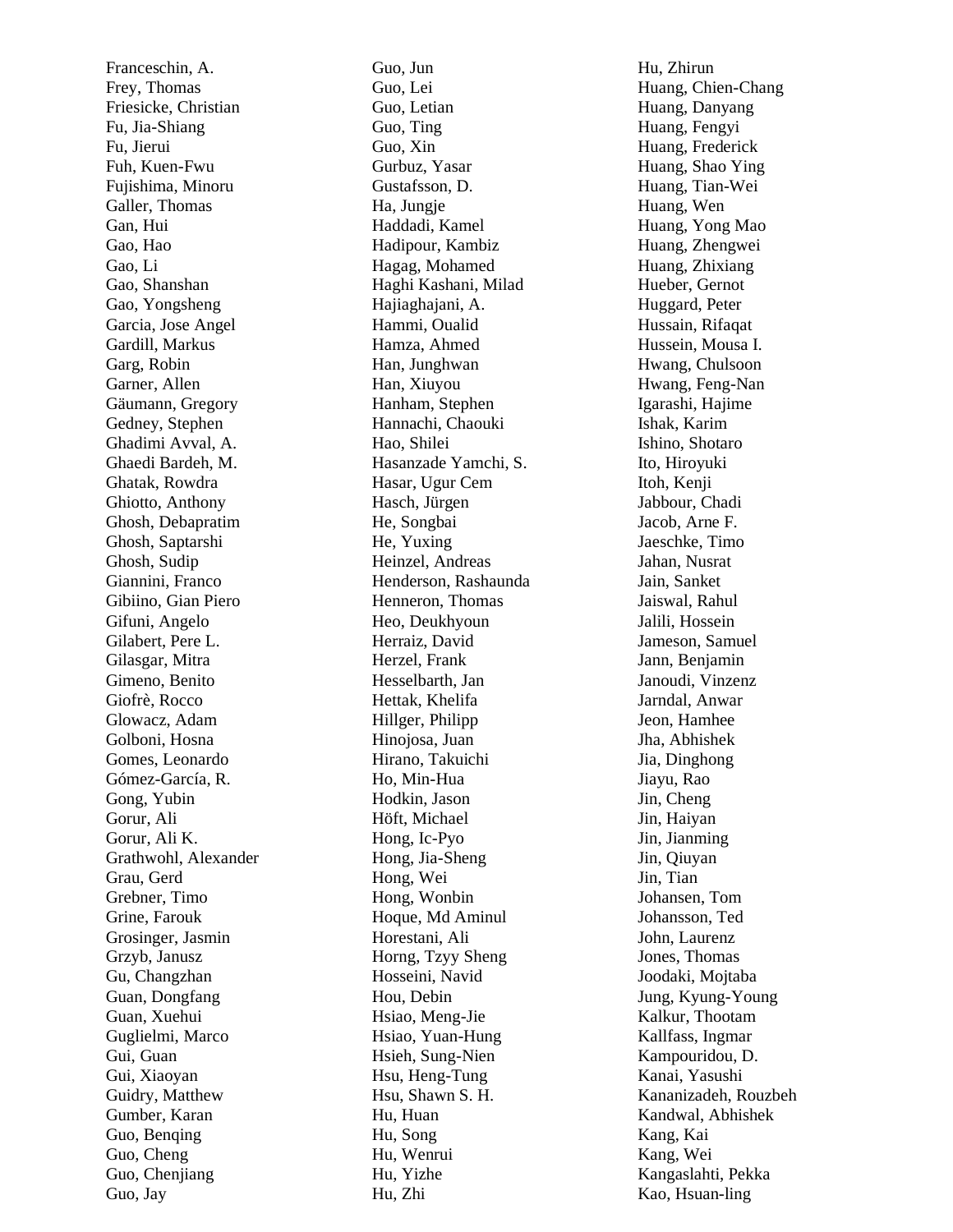Franceschin, A.
Frey, Thomas
Friesicke, Christian
Fu, Jia-Shiang
Fu, Jierui
Fuh, Kuen-Fwu
Fujishima, Minoru
Galler, Thomas
Gan, Hui
Gao, Hao
Gao, Li
Gao, Shanshan
Gao, Yongsheng
Garcia, Jose Angel
Gardill, Markus
Garg, Robin
Garner, Allen
Gäumann, Gregory
Gedney, Stephen
Ghadimi Avval, A.
Ghaedi Bardeh, M.
Ghatak, Rowdra
Ghiotto, Anthony
Ghosh, Debapratim
Ghosh, Saptarshi
Ghosh, Sudip
Giannini, Franco
Gibiino, Gian Piero
Gifuni, Angelo
Gilabert, Pere L.
Gilasgar, Mitra
Gimeno, Benito
Giofrè, Rocco
Glowacz, Adam
Golboni, Hosna
Gomes, Leonardo
Gómez-García, R.
Gong, Yubin
Gorur, Ali
Gorur, Ali K.
Grathwohl, Alexander
Grau, Gerd
Grebner, Timo
Grine, Farouk
Grosinger, Jasmin
Grzyb, Janusz
Gu, Changzhan
Guan, Dongfang
Guan, Xuehui
Guglielmi, Marco
Gui, Guan
Gui, Xiaoyan
Guidry, Matthew
Gumber, Karan
Guo, Benqing
Guo, Cheng
Guo, Chenjiang
Guo, Jay
Guo, Jun
Guo, Lei
Guo, Letian
Guo, Ting
Guo, Xin
Gurbuz, Yasar
Gustafsson, D.
Ha, Jungje
Haddadi, Kamel
Hadipour, Kambiz
Hagag, Mohamed
Haghi Kashani, Milad
Hajiaghajani, A.
Hammi, Oualid
Hamza, Ahmed
Han, Junghwan
Han, Xiuyou
Hanham, Stephen
Hannachi, Chaouki
Hao, Shilei
Hasanzade Yamchi, S.
Hasar, Ugur Cem
Hasch, Jürgen
He, Songbai
He, Yuxing
Heinzel, Andreas
Henderson, Rashaunda
Henneron, Thomas
Heo, Deukhyoun
Herraiz, David
Herzel, Frank
Hesselbarth, Jan
Hettak, Khelifa
Hillger, Philipp
Hinojosa, Juan
Hirano, Takuichi
Ho, Min-Hua
Hodkin, Jason
Höft, Michael
Hong, Ic-Pyo
Hong, Jia-Sheng
Hong, Wei
Hong, Wonbin
Hoque, Md Aminul
Horestani, Ali
Horng, Tzyy Sheng
Hosseini, Navid
Hou, Debin
Hsiao, Meng-Jie
Hsiao, Yuan-Hung
Hsieh, Sung-Nien
Hsu, Heng-Tung
Hsu, Shawn S. H.
Hu, Huan
Hu, Song
Hu, Wenrui
Hu, Yizhe
Hu, Zhi
Hu, Zhirun
Huang, Chien-Chang
Huang, Danyang
Huang, Fengyi
Huang, Frederick
Huang, Shao Ying
Huang, Tian-Wei
Huang, Wen
Huang, Yong Mao
Huang, Zhengwei
Huang, Zhixiang
Hueber, Gernot
Huggard, Peter
Hussain, Rifaqat
Hussein, Mousa I.
Hwang, Chulsoon
Hwang, Feng-Nan
Igarashi, Hajime
Ishak, Karim
Ishino, Shotaro
Ito, Hiroyuki
Itoh, Kenji
Jabbour, Chadi
Jacob, Arne F.
Jaeschke, Timo
Jahan, Nusrat
Jain, Sanket
Jaiswal, Rahul
Jalili, Hossein
Jameson, Samuel
Jann, Benjamin
Janoudi, Vinzenz
Jarndal, Anwar
Jeon, Hamhee
Jha, Abhishek
Jia, Dinghong
Jiayu, Rao
Jin, Cheng
Jin, Haiyan
Jin, Jianming
Jin, Qiuyan
Jin, Tian
Johansen, Tom
Johansson, Ted
John, Laurenz
Jones, Thomas
Joodaki, Mojtaba
Jung, Kyung-Young
Kalkur, Thootam
Kallfass, Ingmar
Kampouridou, D.
Kanai, Yasushi
Kananizadeh, Rouzbeh
Kandwal, Abhishek
Kang, Kai
Kang, Wei
Kangaslahti, Pekka
Kao, Hsuan-ling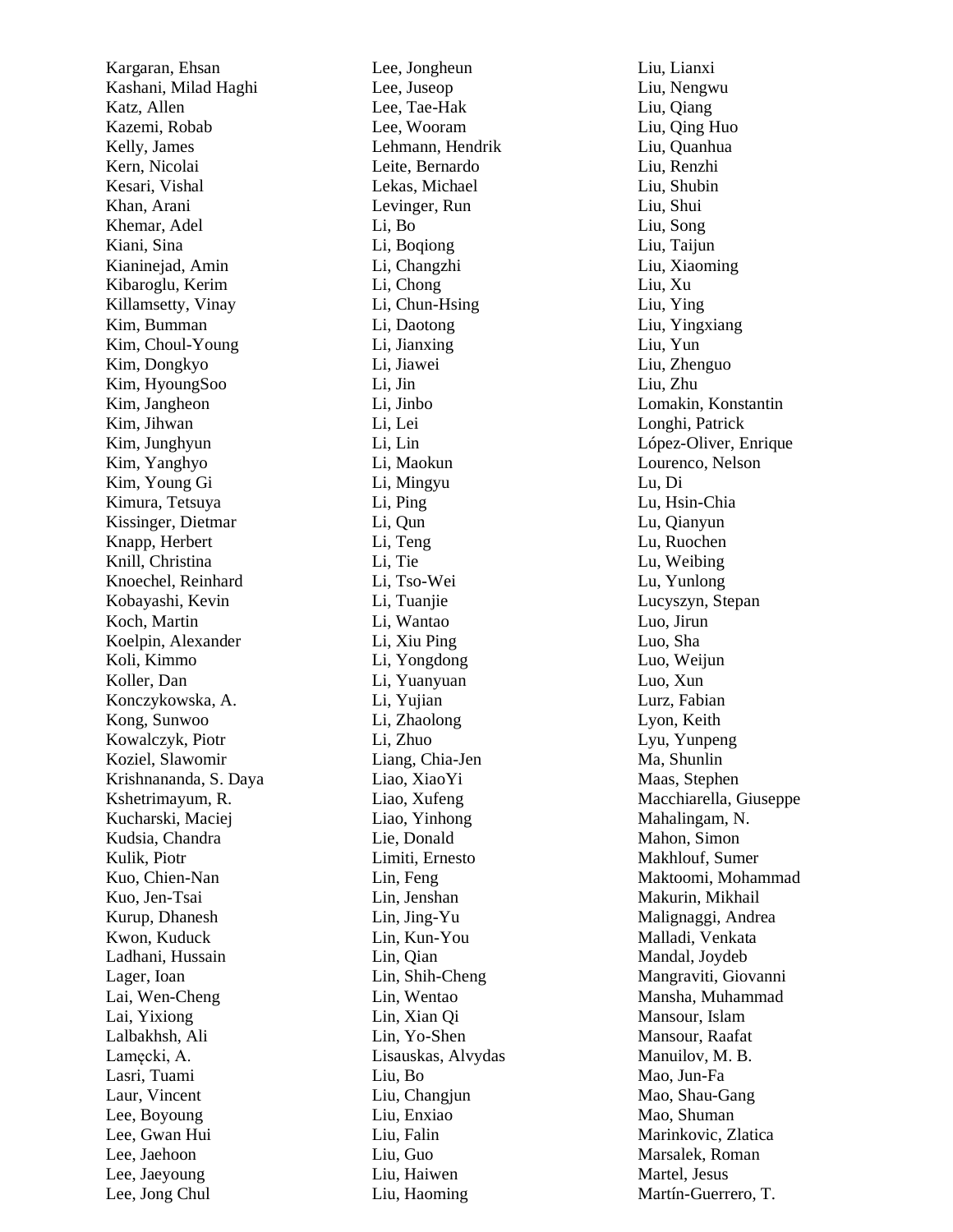Kargaran, Ehsan
Kashani, Milad Haghi
Katz, Allen
Kazemi, Robab
Kelly, James
Kern, Nicolai
Kesari, Vishal
Khan, Arani
Khemar, Adel
Kiani, Sina
Kianinejad, Amin
Kibaroglu, Kerim
Killamsetty, Vinay
Kim, Bumman
Kim, Choul-Young
Kim, Dongkyo
Kim, HyoungSoo
Kim, Jangheon
Kim, Jihwan
Kim, Junghyun
Kim, Yanghyo
Kim, Young Gi
Kimura, Tetsuya
Kissinger, Dietmar
Knapp, Herbert
Knill, Christina
Knoechel, Reinhard
Kobayashi, Kevin
Koch, Martin
Koelpin, Alexander
Koli, Kimmo
Koller, Dan
Konczykowska, A.
Kong, Sunwoo
Kowalczyk, Piotr
Koziel, Slawomir
Krishnananda, S. Daya
Kshetrimayum, R.
Kucharski, Maciej
Kudsia, Chandra
Kulik, Piotr
Kuo, Chien-Nan
Kuo, Jen-Tsai
Kurup, Dhanesh
Kwon, Kuduck
Ladhani, Hussain
Lager, Ioan
Lai, Wen-Cheng
Lai, Yixiong
Lalbakhsh, Ali
Lamęcki, A.
Lasri, Tuami
Laur, Vincent
Lee, Boyoung
Lee, Gwan Hui
Lee, Jaehoon
Lee, Jaeyoung
Lee, Jong Chul
Lee, Jongheun
Lee, Juseop
Lee, Tae-Hak
Lee, Wooram
Lehmann, Hendrik
Leite, Bernardo
Lekas, Michael
Levinger, Run
Li, Bo
Li, Boqiong
Li, Changzhi
Li, Chong
Li, Chun-Hsing
Li, Daotong
Li, Jianxing
Li, Jiawei
Li, Jin
Li, Jinbo
Li, Lei
Li, Lin
Li, Maokun
Li, Mingyu
Li, Ping
Li, Qun
Li, Teng
Li, Tie
Li, Tso-Wei
Li, Tuanjie
Li, Wantao
Li, Xiu Ping
Li, Yongdong
Li, Yuanyuan
Li, Yujian
Li, Zhaolong
Li, Zhuo
Liang, Chia-Jen
Liao, XiaoYi
Liao, Xufeng
Liao, Yinhong
Lie, Donald
Limiti, Ernesto
Lin, Feng
Lin, Jenshan
Lin, Jing-Yu
Lin, Kun-You
Lin, Qian
Lin, Shih-Cheng
Lin, Wentao
Lin, Xian Qi
Lin, Yo-Shen
Lisauskas, Alvydas
Liu, Bo
Liu, Changjun
Liu, Enxiao
Liu, Falin
Liu, Guo
Liu, Haiwen
Liu, Haoming
Liu, Lianxi
Liu, Nengwu
Liu, Qiang
Liu, Qing Huo
Liu, Quanhua
Liu, Renzhi
Liu, Shubin
Liu, Shui
Liu, Song
Liu, Taijun
Liu, Xiaoming
Liu, Xu
Liu, Ying
Liu, Yingxiang
Liu, Yun
Liu, Zhenguo
Liu, Zhu
Lomakin, Konstantin
Longhi, Patrick
López-Oliver, Enrique
Lourenco, Nelson
Lu, Di
Lu, Hsin-Chia
Lu, Qianyun
Lu, Ruochen
Lu, Weibing
Lu, Yunlong
Lucyszyn, Stepan
Luo, Jirun
Luo, Sha
Luo, Weijun
Luo, Xun
Lurz, Fabian
Lyon, Keith
Lyu, Yunpeng
Ma, Shunlin
Maas, Stephen
Macchiarella, Giuseppe
Mahalingam, N.
Mahon, Simon
Makhlouf, Sumer
Maktoomi, Mohammad
Makurin, Mikhail
Malignaggi, Andrea
Malladi, Venkata
Mandal, Joydeb
Mangraviti, Giovanni
Mansha, Muhammad
Mansour, Islam
Mansour, Raafat
Manuilov, M. B.
Mao, Jun-Fa
Mao, Shau-Gang
Mao, Shuman
Marinkovic, Zlatica
Marsalek, Roman
Martel, Jesus
Martín-Guerrero, T.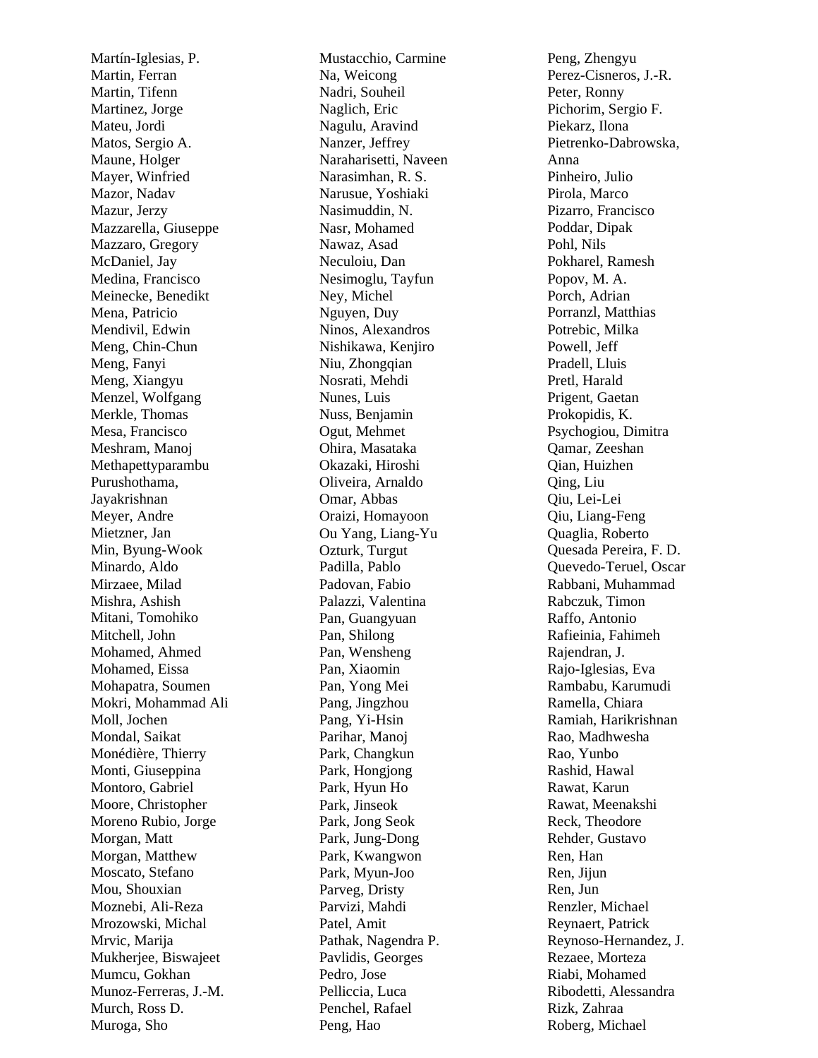Martín-Iglesias, P.
Martin, Ferran
Martin, Tifenn
Martinez, Jorge
Mateu, Jordi
Matos, Sergio A.
Maune, Holger
Mayer, Winfried
Mazor, Nadav
Mazur, Jerzy
Mazzarella, Giuseppe
Mazzaro, Gregory
McDaniel, Jay
Medina, Francisco
Meinecke, Benedikt
Mena, Patricio
Mendivil, Edwin
Meng, Chin-Chun
Meng, Fanyi
Meng, Xiangyu
Menzel, Wolfgang
Merkle, Thomas
Mesa, Francisco
Meshram, Manoj
Methapettyparambu Purushothama, Jayakrishnan
Meyer, Andre
Mietzner, Jan
Min, Byung-Wook
Minardo, Aldo
Mirzaee, Milad
Mishra, Ashish
Mitani, Tomohiko
Mitchell, John
Mohamed, Ahmed
Mohamed, Eissa
Mohapatra, Soumen
Mokri, Mohammad Ali
Moll, Jochen
Mondal, Saikat
Monédière, Thierry
Monti, Giuseppina
Montoro, Gabriel
Moore, Christopher
Moreno Rubio, Jorge
Morgan, Matt
Morgan, Matthew
Moscato, Stefano
Mou, Shouxian
Moznebi, Ali-Reza
Mrozowski, Michal
Mrvic, Marija
Mukherjee, Biswajeet
Mumcu, Gokhan
Munoz-Ferreras, J.-M.
Murch, Ross D.
Muroga, Sho
Mustacchio, Carmine
Na, Weicong
Nadri, Souheil
Naglich, Eric
Nagulu, Aravind
Nanzer, Jeffrey
Naraharisetti, Naveen
Narasimhan, R. S.
Narusue, Yoshiaki
Nasimuddin, N.
Nasr, Mohamed
Nawaz, Asad
Neculoiu, Dan
Nesimoglu, Tayfun
Ney, Michel
Nguyen, Duy
Ninos, Alexandros
Nishikawa, Kenjiro
Niu, Zhongqian
Nosrati, Mehdi
Nunes, Luis
Nuss, Benjamin
Ogut, Mehmet
Ohira, Masataka
Okazaki, Hiroshi
Oliveira, Arnaldo
Omar, Abbas
Oraizi, Homayoon
Ou Yang, Liang-Yu
Ozturk, Turgut
Padilla, Pablo
Padovan, Fabio
Palazzi, Valentina
Pan, Guangyuan
Pan, Shilong
Pan, Wensheng
Pan, Xiaomin
Pan, Yong Mei
Pang, Jingzhou
Pang, Yi-Hsin
Parihar, Manoj
Park, Changkun
Park, Hongjong
Park, Hyun Ho
Park, Jinseok
Park, Jong Seok
Park, Jung-Dong
Park, Kwangwon
Park, Myun-Joo
Parveg, Dristy
Parvizi, Mahdi
Patel, Amit
Pathak, Nagendra P.
Pavlidis, Georges
Pedro, Jose
Pelliccia, Luca
Penchel, Rafael
Peng, Hao
Peng, Zhengyu
Perez-Cisneros, J.-R.
Peter, Ronny
Pichorim, Sergio F.
Piekarz, Ilona
Pietrenko-Dabrowska, Anna
Pinheiro, Julio
Pirola, Marco
Pizarro, Francisco
Poddar, Dipak
Pohl, Nils
Pokharel, Ramesh
Popov, M. A.
Porch, Adrian
Porranzl, Matthias
Potrebic, Milka
Powell, Jeff
Pradell, Lluis
Pretl, Harald
Prigent, Gaetan
Prokopidis, K.
Psychogiou, Dimitra
Qamar, Zeeshan
Qian, Huizhen
Qing, Liu
Qiu, Lei-Lei
Qiu, Liang-Feng
Quaglia, Roberto
Quesada Pereira, F. D.
Quevedo-Teruel, Oscar
Rabbani, Muhammad
Rabczuk, Timon
Raffo, Antonio
Rafieinia, Fahimeh
Rajendran, J.
Rajo-Iglesias, Eva
Rambabu, Karumudi
Ramella, Chiara
Ramiah, Harikrishnan
Rao, Madhwesha
Rao, Yunbo
Rashid, Hawal
Rawat, Karun
Rawat, Meenakshi
Reck, Theodore
Rehder, Gustavo
Ren, Han
Ren, Jijun
Ren, Jun
Renzler, Michael
Reynaert, Patrick
Reynoso-Hernandez, J.
Rezaee, Morteza
Riabi, Mohamed
Ribodetti, Alessandra
Rizk, Zahraa
Roberg, Michael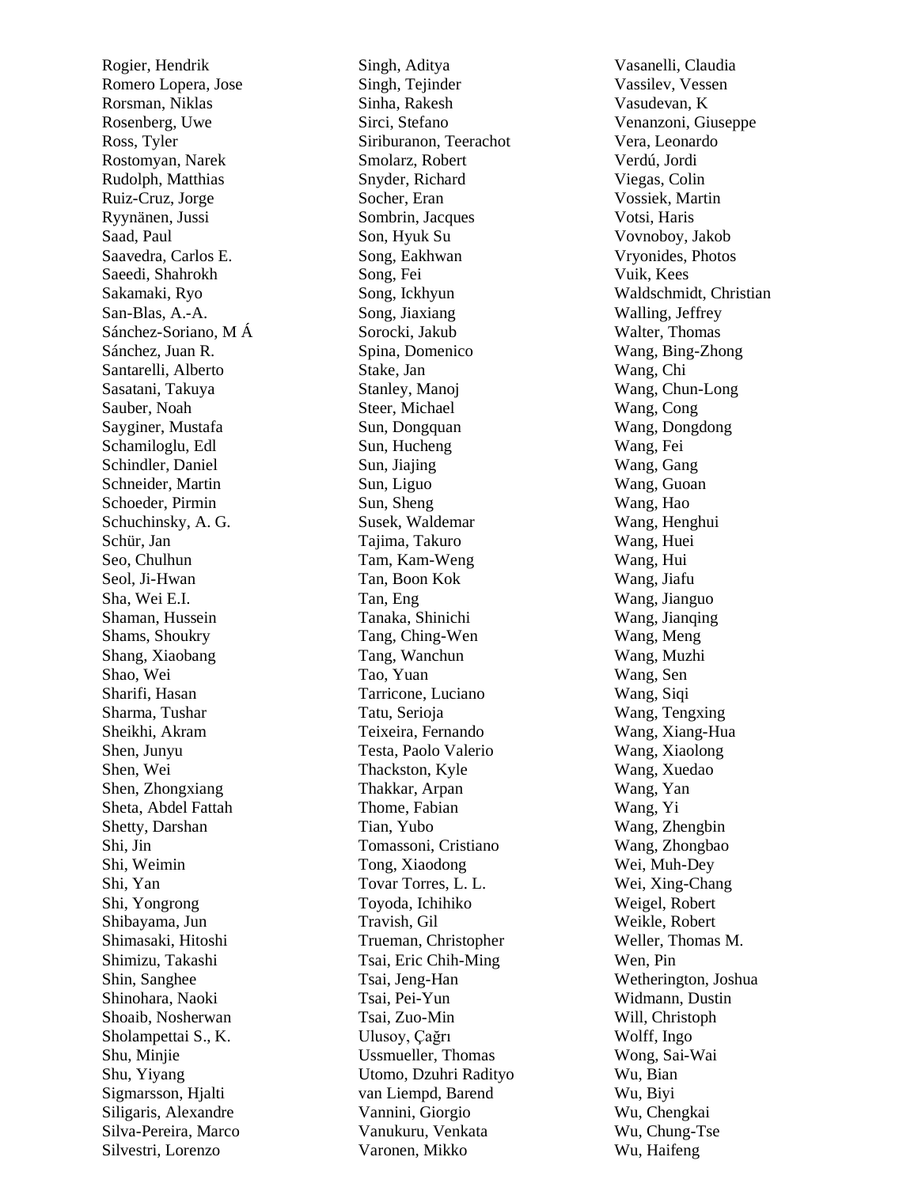Rogier, Hendrik
Romero Lopera, Jose
Rorsman, Niklas
Rosenberg, Uwe
Ross, Tyler
Rostomyan, Narek
Rudolph, Matthias
Ruiz-Cruz, Jorge
Ryynänen, Jussi
Saad, Paul
Saavedra, Carlos E.
Saeedi, Shahrokh
Sakamaki, Ryo
San-Blas, A.-A.
Sánchez-Soriano, M Á
Sánchez, Juan R.
Santarelli, Alberto
Sasatani, Takuya
Sauber, Noah
Sayginer, Mustafa
Schamiloglu, Edl
Schindler, Daniel
Schneider, Martin
Schoeder, Pirmin
Schuchinsky, A. G.
Schür, Jan
Seo, Chulhun
Seol, Ji-Hwan
Sha, Wei E.I.
Shaman, Hussein
Shams, Shoukry
Shang, Xiaobang
Shao, Wei
Sharifi, Hasan
Sharma, Tushar
Sheikhi, Akram
Shen, Junyu
Shen, Wei
Shen, Zhongxiang
Sheta, Abdel Fattah
Shetty, Darshan
Shi, Jin
Shi, Weimin
Shi, Yan
Shi, Yongrong
Shibayama, Jun
Shimasaki, Hitoshi
Shimizu, Takashi
Shin, Sanghee
Shinohara, Naoki
Shoaib, Nosherwan
Sholampettai S., K.
Shu, Minjie
Shu, Yiyang
Sigmarsson, Hjalti
Siligaris, Alexandre
Silva-Pereira, Marco
Silvestri, Lorenzo
Singh, Aditya
Singh, Tejinder
Sinha, Rakesh
Sirci, Stefano
Siriburanon, Teerachot
Smolarz, Robert
Snyder, Richard
Socher, Eran
Sombrin, Jacques
Son, Hyuk Su
Song, Eakhwan
Song, Fei
Song, Ickhyun
Song, Jiaxiang
Sorocki, Jakub
Spina, Domenico
Stake, Jan
Stanley, Manoj
Steer, Michael
Sun, Dongquan
Sun, Hucheng
Sun, Jiajing
Sun, Liguo
Sun, Sheng
Susek, Waldemar
Tajima, Takuro
Tam, Kam-Weng
Tan, Boon Kok
Tan, Eng
Tanaka, Shinichi
Tang, Ching-Wen
Tang, Wanchun
Tao, Yuan
Tarricone, Luciano
Tatu, Serioja
Teixeira, Fernando
Testa, Paolo Valerio
Thackston, Kyle
Thakkar, Arpan
Thome, Fabian
Tian, Yubo
Tomassoni, Cristiano
Tong, Xiaodong
Tovar Torres, L. L.
Toyoda, Ichihiko
Travish, Gil
Trueman, Christopher
Tsai, Eric Chih-Ming
Tsai, Jeng-Han
Tsai, Pei-Yun
Tsai, Zuo-Min
Ulusoy, Çağrı
Ussmueller, Thomas
Utomo, Dzuhri Radityo
van Liempd, Barend
Vannini, Giorgio
Vanukuru, Venkata
Varonen, Mikko
Vasanelli, Claudia
Vassilev, Vessen
Vasudevan, K
Venanzoni, Giuseppe
Vera, Leonardo
Verdú, Jordi
Viegas, Colin
Vossiek, Martin
Votsi, Haris
Vovnoboy, Jakob
Vryonides, Photos
Vuik, Kees
Waldschmidt, Christian
Walling, Jeffrey
Walter, Thomas
Wang, Bing-Zhong
Wang, Chi
Wang, Chun-Long
Wang, Cong
Wang, Dongdong
Wang, Fei
Wang, Gang
Wang, Guoan
Wang, Hao
Wang, Henghui
Wang, Huei
Wang, Hui
Wang, Jiafu
Wang, Jianguo
Wang, Jianqing
Wang, Meng
Wang, Muzhi
Wang, Sen
Wang, Siqi
Wang, Tengxing
Wang, Xiang-Hua
Wang, Xiaolong
Wang, Xuedao
Wang, Yan
Wang, Yi
Wang, Zhengbin
Wang, Zhongbao
Wei, Muh-Dey
Wei, Xing-Chang
Weigel, Robert
Weikle, Robert
Weller, Thomas M.
Wen, Pin
Wetherington, Joshua
Widmann, Dustin
Will, Christoph
Wolff, Ingo
Wong, Sai-Wai
Wu, Bian
Wu, Biyi
Wu, Chengkai
Wu, Chung-Tse
Wu, Haifeng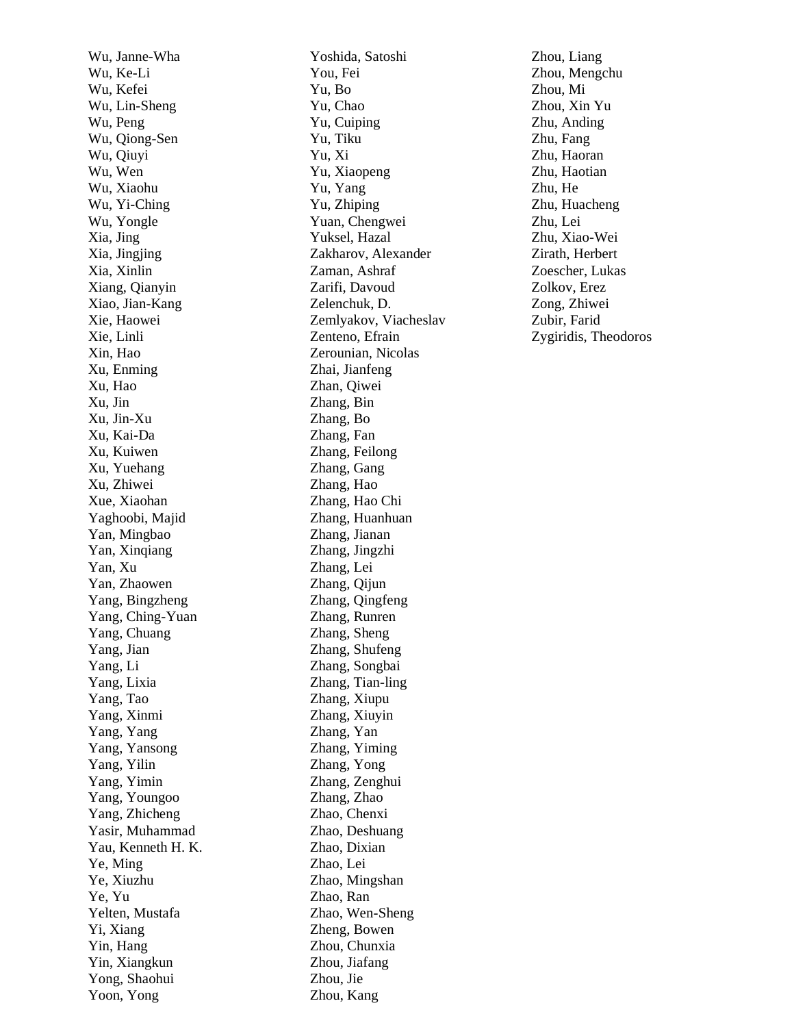Wu, Janne-Wha
Wu, Ke-Li
Wu, Kefei
Wu, Lin-Sheng
Wu, Peng
Wu, Qiong-Sen
Wu, Qiuyi
Wu, Wen
Wu, Xiaohu
Wu, Yi-Ching
Wu, Yongle
Xia, Jing
Xia, Jingjing
Xia, Xinlin
Xiang, Qianyin
Xiao, Jian-Kang
Xie, Haowei
Xie, Linli
Xin, Hao
Xu, Enming
Xu, Hao
Xu, Jin
Xu, Jin-Xu
Xu, Kai-Da
Xu, Kuiwen
Xu, Yuehang
Xu, Zhiwei
Xue, Xiaohan
Yaghoobi, Majid
Yan, Mingbao
Yan, Xinqiang
Yan, Xu
Yan, Zhaowen
Yang, Bingzheng
Yang, Ching-Yuan
Yang, Chuang
Yang, Jian
Yang, Li
Yang, Lixia
Yang, Tao
Yang, Xinmi
Yang, Yang
Yang, Yansong
Yang, Yilin
Yang, Yimin
Yang, Youngoo
Yang, Zhicheng
Yasir, Muhammad
Yau, Kenneth H. K.
Ye, Ming
Ye, Xiuzhu
Ye, Yu
Yelten, Mustafa
Yi, Xiang
Yin, Hang
Yin, Xiangkun
Yong, Shaohui
Yoon, Yong
Yoshida, Satoshi
You, Fei
Yu, Bo
Yu, Chao
Yu, Cuiping
Yu, Tiku
Yu, Xi
Yu, Xiaopeng
Yu, Yang
Yu, Zhiping
Yuan, Chengwei
Yuksel, Hazal
Zakharov, Alexander
Zaman, Ashraf
Zarifi, Davoud
Zelenchuk, D.
Zemlyakov, Viacheslav
Zenteno, Efrain
Zerounian, Nicolas
Zhai, Jianfeng
Zhan, Qiwei
Zhang, Bin
Zhang, Bo
Zhang, Fan
Zhang, Feilong
Zhang, Gang
Zhang, Hao
Zhang, Hao Chi
Zhang, Huanhuan
Zhang, Jianan
Zhang, Jingzhi
Zhang, Lei
Zhang, Qijun
Zhang, Qingfeng
Zhang, Runren
Zhang, Sheng
Zhang, Shufeng
Zhang, Songbai
Zhang, Tian-ling
Zhang, Xiupu
Zhang, Xiuyin
Zhang, Yan
Zhang, Yiming
Zhang, Yong
Zhang, Zenghui
Zhang, Zhao
Zhao, Chenxi
Zhao, Deshuang
Zhao, Dixian
Zhao, Lei
Zhao, Mingshan
Zhao, Ran
Zhao, Wen-Sheng
Zheng, Bowen
Zhou, Chunxia
Zhou, Jiafang
Zhou, Jie
Zhou, Kang
Zhou, Liang
Zhou, Mengchu
Zhou, Mi
Zhou, Xin Yu
Zhu, Anding
Zhu, Fang
Zhu, Haoran
Zhu, Haotian
Zhu, He
Zhu, Huacheng
Zhu, Lei
Zhu, Xiao-Wei
Zirath, Herbert
Zoescher, Lukas
Zolkov, Erez
Zong, Zhiwei
Zubir, Farid
Zygiridis, Theodoros